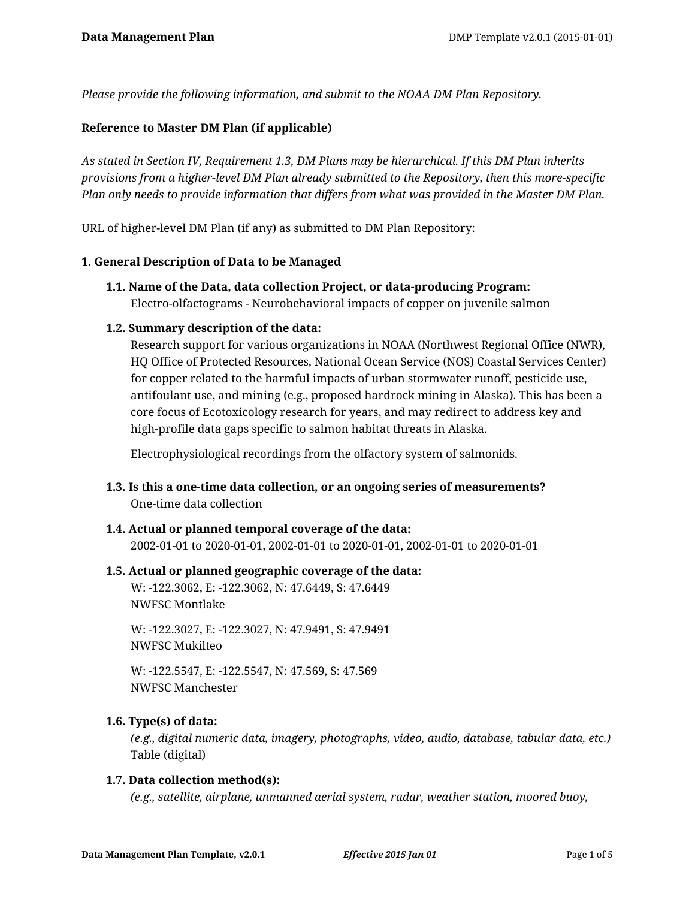*Please provide the following information, and submit to the NOAA DM Plan Repository.*

**Reference to Master DM Plan (if applicable)**

*As stated in Section IV, Requirement 1.3, DM Plans may be hierarchical. If this DM Plan inherits provisions from a higher-level DM Plan already submitted to the Repository, then this more-specific Plan only needs to provide information that differs from what was provided in the Master DM Plan.*

URL of higher-level DM Plan (if any) as submitted to DM Plan Repository:

**1. General Description of Data to be Managed**

**1.1. Name of the Data, data collection Project, or data-producing Program:**
Electro-olfactograms - Neurobehavioral impacts of copper on juvenile salmon

**1.2. Summary description of the data:**
Research support for various organizations in NOAA (Northwest Regional Office (NWR), HQ Office of Protected Resources, National Ocean Service (NOS) Coastal Services Center) for copper related to the harmful impacts of urban stormwater runoff, pesticide use, antifoulant use, and mining (e.g., proposed hardrock mining in Alaska). This has been a core focus of Ecotoxicology research for years, and may redirect to address key and high-profile data gaps specific to salmon habitat threats in Alaska.

Electrophysiological recordings from the olfactory system of salmonids.

**1.3. Is this a one-time data collection, or an ongoing series of measurements?**
One-time data collection

**1.4. Actual or planned temporal coverage of the data:**
2002-01-01 to 2020-01-01, 2002-01-01 to 2020-01-01, 2002-01-01 to 2020-01-01

**1.5. Actual or planned geographic coverage of the data:**
W: -122.3062, E: -122.3062, N: 47.6449, S: 47.6449
NWFSC Montlake

W: -122.3027, E: -122.3027, N: 47.9491, S: 47.9491
NWFSC Mukilteo

W: -122.5547, E: -122.5547, N: 47.569, S: 47.569
NWFSC Manchester

**1.6. Type(s) of data:**
*(e.g., digital numeric data, imagery, photographs, video, audio, database, tabular data, etc.)*
Table (digital)

**1.7. Data collection method(s):**
*(e.g., satellite, airplane, unmanned aerial system, radar, weather station, moored buoy,*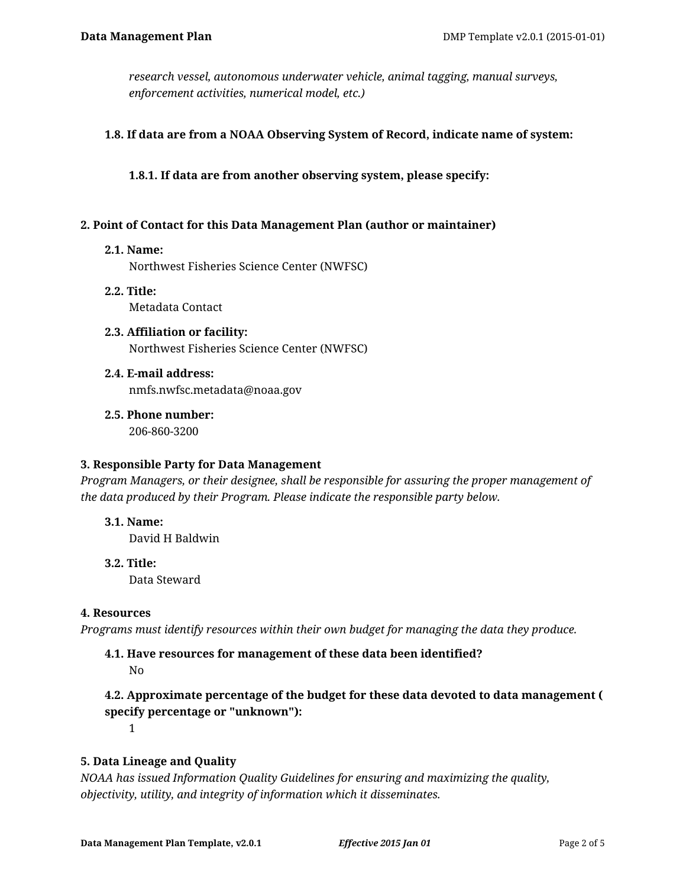*research vessel, autonomous underwater vehicle, animal tagging, manual surveys, enforcement activities, numerical model, etc.)*

### 1.8. If data are from a NOAA Observing System of Record, indicate name of system:

#### 1.8.1. If data are from another observing system, please specify:

## 2. Point of Contact for this Data Management Plan (author or maintainer)

### 2.1. Name:

Northwest Fisheries Science Center (NWFSC)

### 2.2. Title:

Metadata Contact

### 2.3. Affiliation or facility:

Northwest Fisheries Science Center (NWFSC)

### 2.4. E-mail address:

nmfs.nwfsc.metadata@noaa.gov

### 2.5. Phone number:

206-860-3200

## 3. Responsible Party for Data Management

*Program Managers, or their designee, shall be responsible for assuring the proper management of the data produced by their Program. Please indicate the responsible party below.*

### 3.1. Name:

David H Baldwin

### 3.2. Title:

Data Steward

## 4. Resources

*Programs must identify resources within their own budget for managing the data they produce.*

### 4.1. Have resources for management of these data been identified?

No

### 4.2. Approximate percentage of the budget for these data devoted to data management ( specify percentage or "unknown"):

1

## 5. Data Lineage and Quality

*NOAA has issued Information Quality Guidelines for ensuring and maximizing the quality, objectivity, utility, and integrity of information which it disseminates.*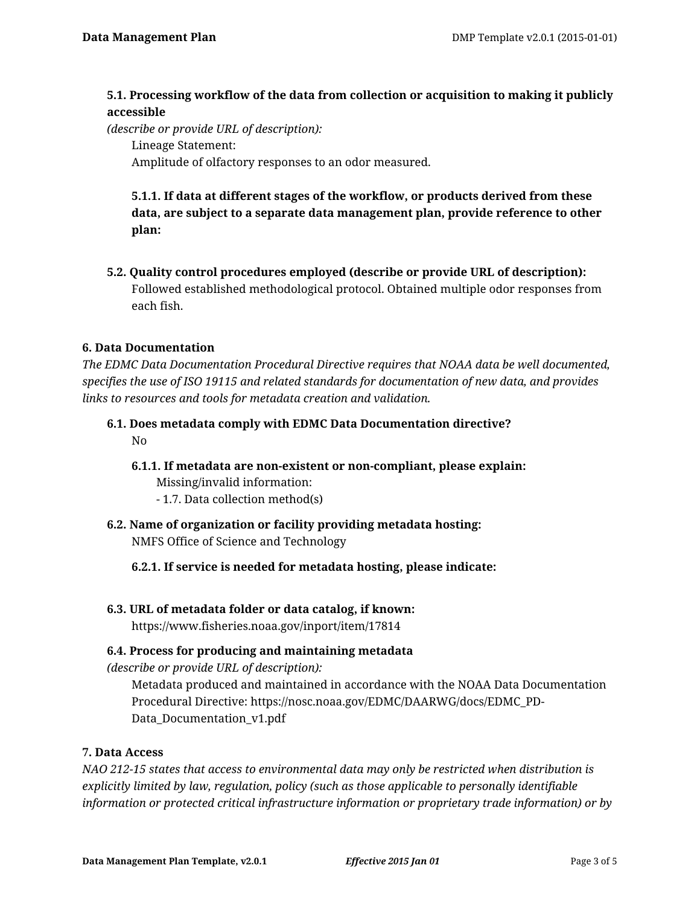**5.1. Processing workflow of the data from collection or acquisition to making it publicly accessible**

*(describe or provide URL of description):*

Lineage Statement:
Amplitude of olfactory responses to an odor measured.

**5.1.1. If data at different stages of the workflow, or products derived from these data, are subject to a separate data management plan, provide reference to other plan:**

**5.2. Quality control procedures employed (describe or provide URL of description):**

Followed established methodological protocol. Obtained multiple odor responses from each fish.

## 6. Data Documentation

*The EDMC Data Documentation Procedural Directive requires that NOAA data be well documented, specifies the use of ISO 19115 and related standards for documentation of new data, and provides links to resources and tools for metadata creation and validation.*

**6.1. Does metadata comply with EDMC Data Documentation directive?**

No

**6.1.1. If metadata are non-existent or non-compliant, please explain:**

Missing/invalid information:
- 1.7. Data collection method(s)

**6.2. Name of organization or facility providing metadata hosting:**

NMFS Office of Science and Technology

**6.2.1. If service is needed for metadata hosting, please indicate:**

**6.3. URL of metadata folder or data catalog, if known:**

https://www.fisheries.noaa.gov/inport/item/17814

**6.4. Process for producing and maintaining metadata**

*(describe or provide URL of description):*

Metadata produced and maintained in accordance with the NOAA Data Documentation Procedural Directive: https://nosc.noaa.gov/EDMC/DAARWG/docs/EDMC_PD-Data_Documentation_v1.pdf

## 7. Data Access

*NAO 212-15 states that access to environmental data may only be restricted when distribution is explicitly limited by law, regulation, policy (such as those applicable to personally identifiable information or protected critical infrastructure information or proprietary trade information) or by*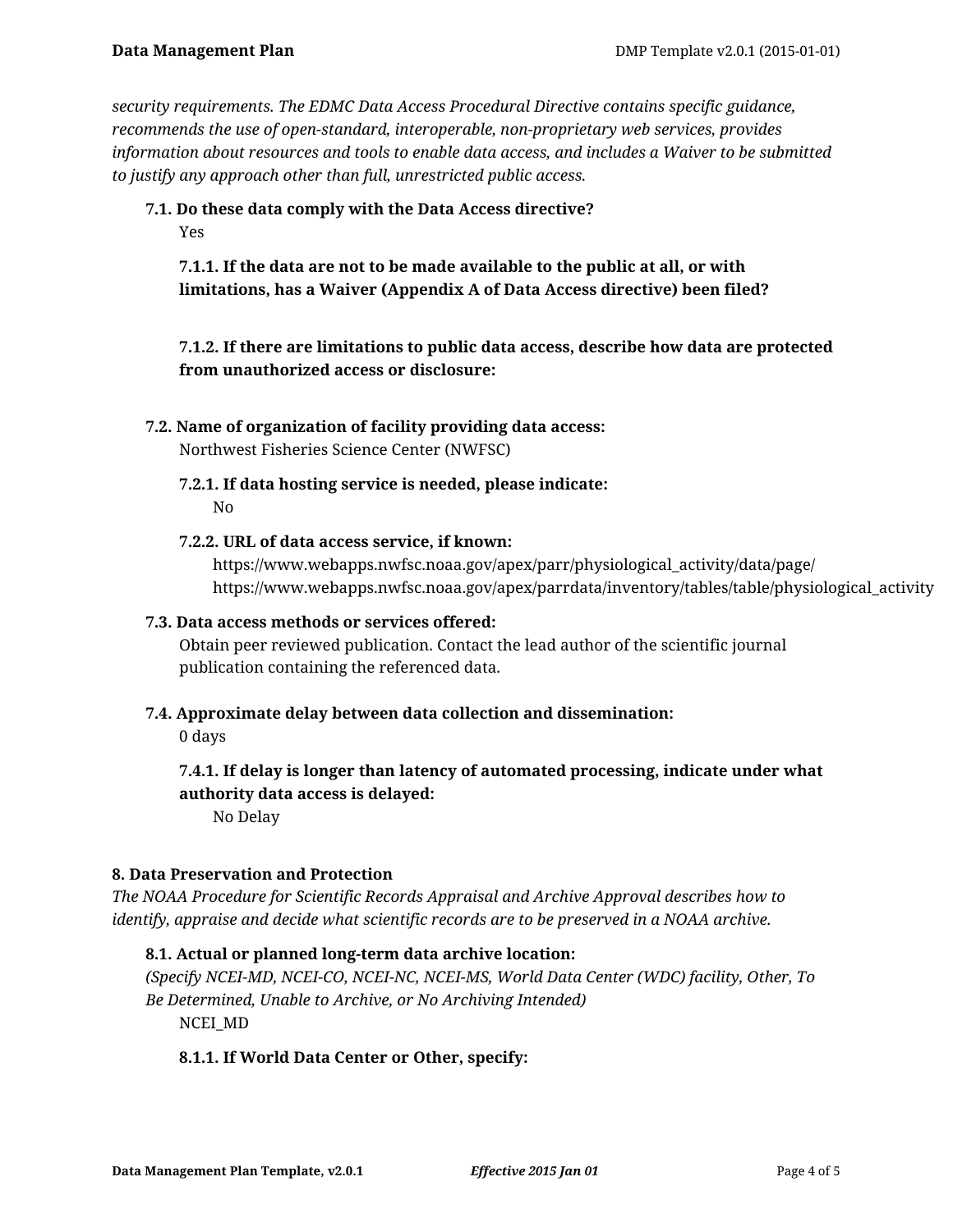*security requirements. The EDMC Data Access Procedural Directive contains specific guidance, recommends the use of open-standard, interoperable, non-proprietary web services, provides information about resources and tools to enable data access, and includes a Waiver to be submitted to justify any approach other than full, unrestricted public access.*

**7.1. Do these data comply with the Data Access directive?**

Yes

**7.1.1. If the data are not to be made available to the public at all, or with limitations, has a Waiver (Appendix A of Data Access directive) been filed?**

**7.1.2. If there are limitations to public data access, describe how data are protected from unauthorized access or disclosure:**

**7.2. Name of organization of facility providing data access:**

Northwest Fisheries Science Center (NWFSC)

**7.2.1. If data hosting service is needed, please indicate:**

No

**7.2.2. URL of data access service, if known:**

https://www.webapps.nwfsc.noaa.gov/apex/parr/physiological_activity/data/page/
https://www.webapps.nwfsc.noaa.gov/apex/parrdata/inventory/tables/table/physiological_activity

**7.3. Data access methods or services offered:**

Obtain peer reviewed publication. Contact the lead author of the scientific journal publication containing the referenced data.

**7.4. Approximate delay between data collection and dissemination:**

0 days

**7.4.1. If delay is longer than latency of automated processing, indicate under what authority data access is delayed:**

No Delay

## 8. Data Preservation and Protection

*The NOAA Procedure for Scientific Records Appraisal and Archive Approval describes how to identify, appraise and decide what scientific records are to be preserved in a NOAA archive.*

**8.1. Actual or planned long-term data archive location:**

*(Specify NCEI-MD, NCEI-CO, NCEI-NC, NCEI-MS, World Data Center (WDC) facility, Other, To Be Determined, Unable to Archive, or No Archiving Intended)*

NCEI_MD

**8.1.1. If World Data Center or Other, specify:**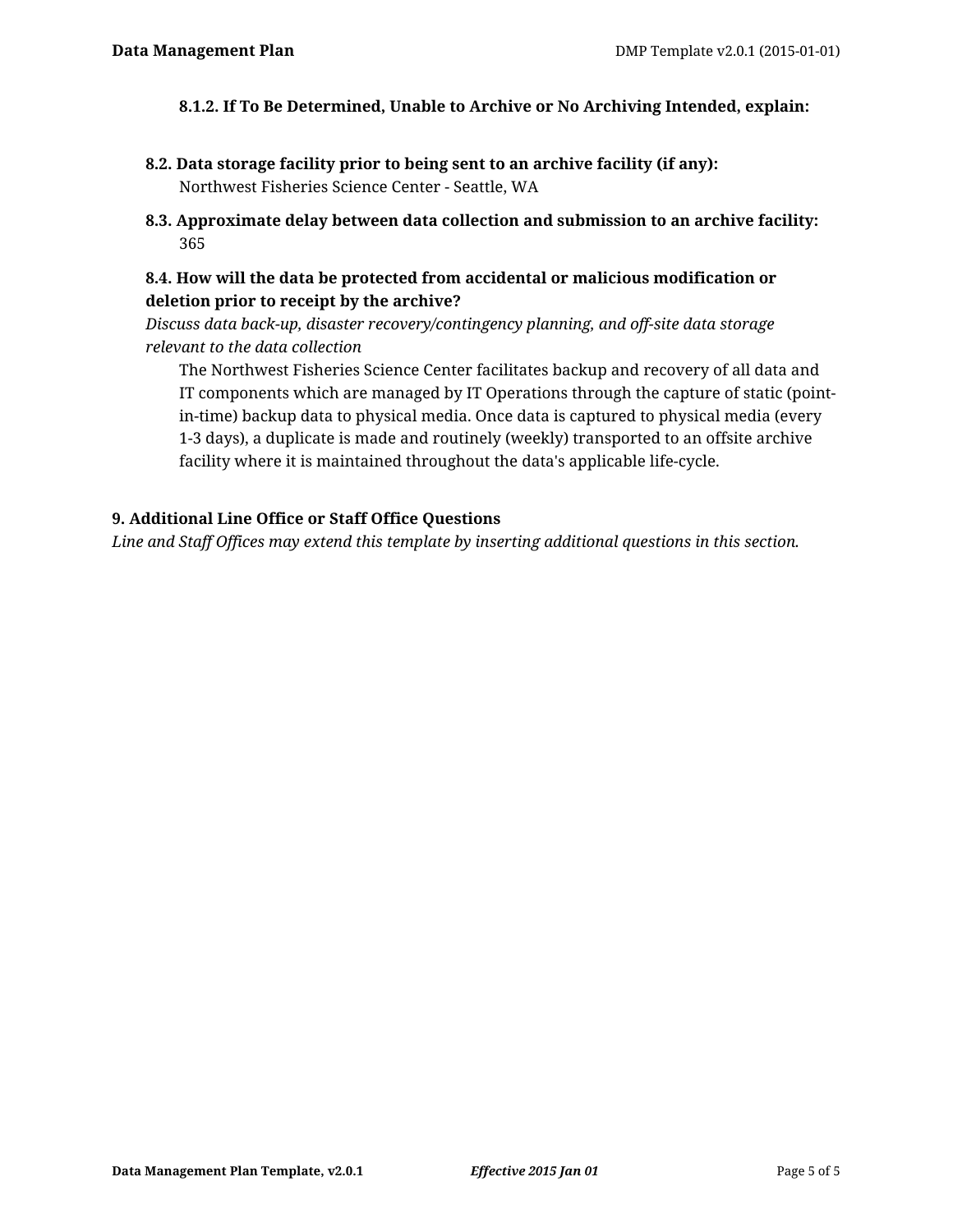#### 8.1.2. If To Be Determined, Unable to Archive or No Archiving Intended, explain:

### 8.2. Data storage facility prior to being sent to an archive facility (if any):

Northwest Fisheries Science Center - Seattle, WA

### 8.3. Approximate delay between data collection and submission to an archive facility:

365

### 8.4. How will the data be protected from accidental or malicious modification or deletion prior to receipt by the archive?

*Discuss data back-up, disaster recovery/contingency planning, and off-site data storage relevant to the data collection*

The Northwest Fisheries Science Center facilitates backup and recovery of all data and IT components which are managed by IT Operations through the capture of static (point-in-time) backup data to physical media. Once data is captured to physical media (every 1-3 days), a duplicate is made and routinely (weekly) transported to an offsite archive facility where it is maintained throughout the data's applicable life-cycle.

## 9. Additional Line Office or Staff Office Questions

*Line and Staff Offices may extend this template by inserting additional questions in this section.*